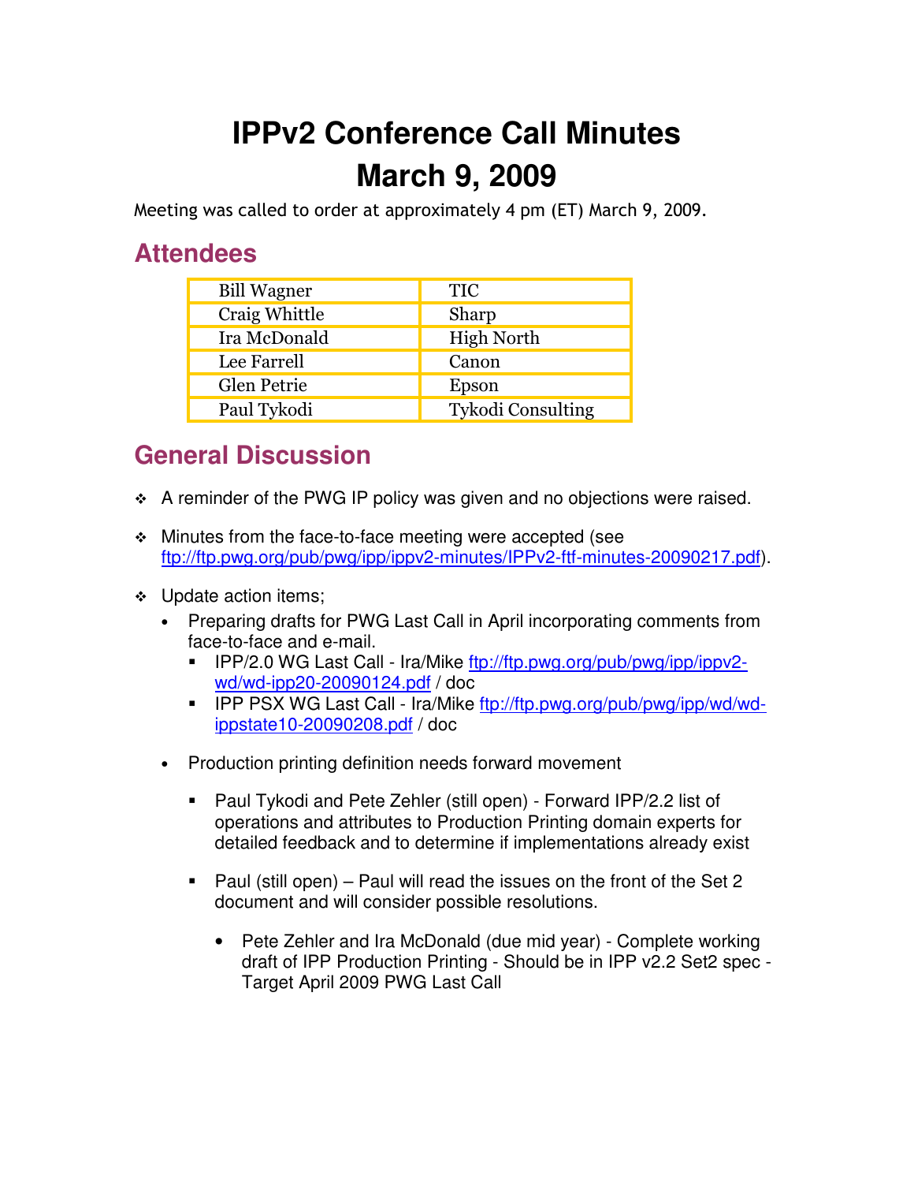# IPPv2 Conference Call Minutes
# March 9, 2009

Meeting was called to order at approximately 4 pm (ET) March 9, 2009.

## Attendees

| | |
|---|---|
| Bill Wagner | TIC |
| Craig Whittle | Sharp |
| Ira McDonald | High North |
| Lee Farrell | Canon |
| Glen Petrie | Epson |
| Paul Tykodi | Tykodi Consulting |

## General Discussion

- A reminder of the PWG IP policy was given and no objections were raised.
- Minutes from the face-to-face meeting were accepted (see ftp://ftp.pwg.org/pub/pwg/ipp/ippv2-minutes/IPPv2-ftf-minutes-20090217.pdf).
- Update action items;
  - Preparing drafts for PWG Last Call in April incorporating comments from face-to-face and e-mail.
    - IPP/2.0 WG Last Call - Ira/Mike ftp://ftp.pwg.org/pub/pwg/ipp/ippv2-wd/wd-ipp20-20090124.pdf / doc
    - IPP PSX WG Last Call - Ira/Mike ftp://ftp.pwg.org/pub/pwg/ipp/wd/wd-ippstate10-20090208.pdf / doc
  - Production printing definition needs forward movement
    - Paul Tykodi and Pete Zehler (still open) - Forward IPP/2.2 list of operations and attributes to Production Printing domain experts for detailed feedback and to determine if implementations already exist
    - Paul (still open) – Paul will read the issues on the front of the Set 2 document and will consider possible resolutions.
      - Pete Zehler and Ira McDonald (due mid year) - Complete working draft of IPP Production Printing - Should be in IPP v2.2 Set2 spec - Target April 2009 PWG Last Call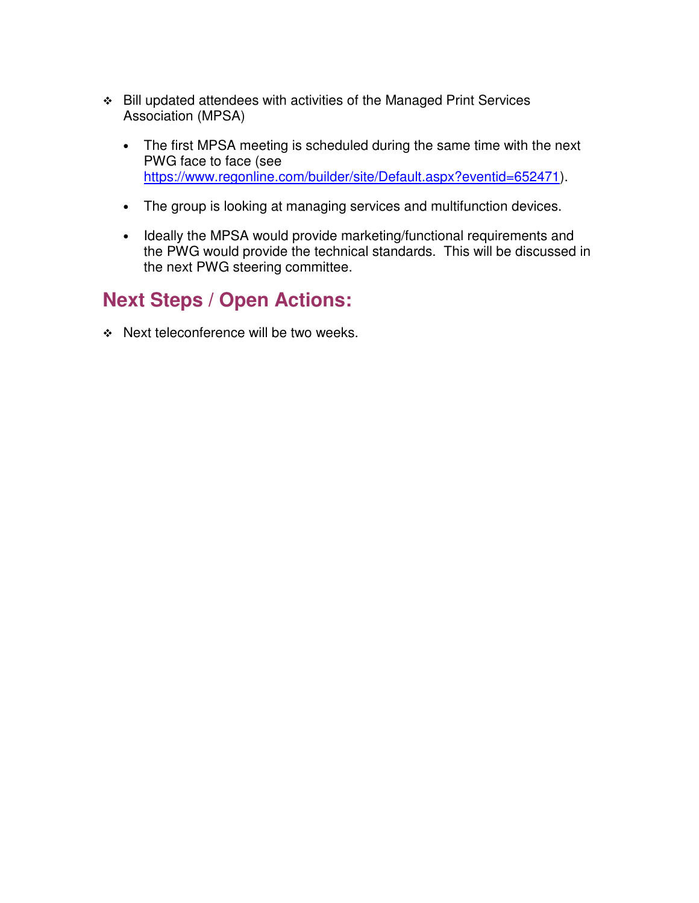- Bill updated attendees with activities of the Managed Print Services Association (MPSA)

    - The first MPSA meeting is scheduled during the same time with the next PWG face to face (see https://www.regonline.com/builder/site/Default.aspx?eventid=652471).

    - The group is looking at managing services and multifunction devices.

    - Ideally the MPSA would provide marketing/functional requirements and the PWG would provide the technical standards. This will be discussed in the next PWG steering committee.

## Next Steps / Open Actions:

- Next teleconference will be two weeks.